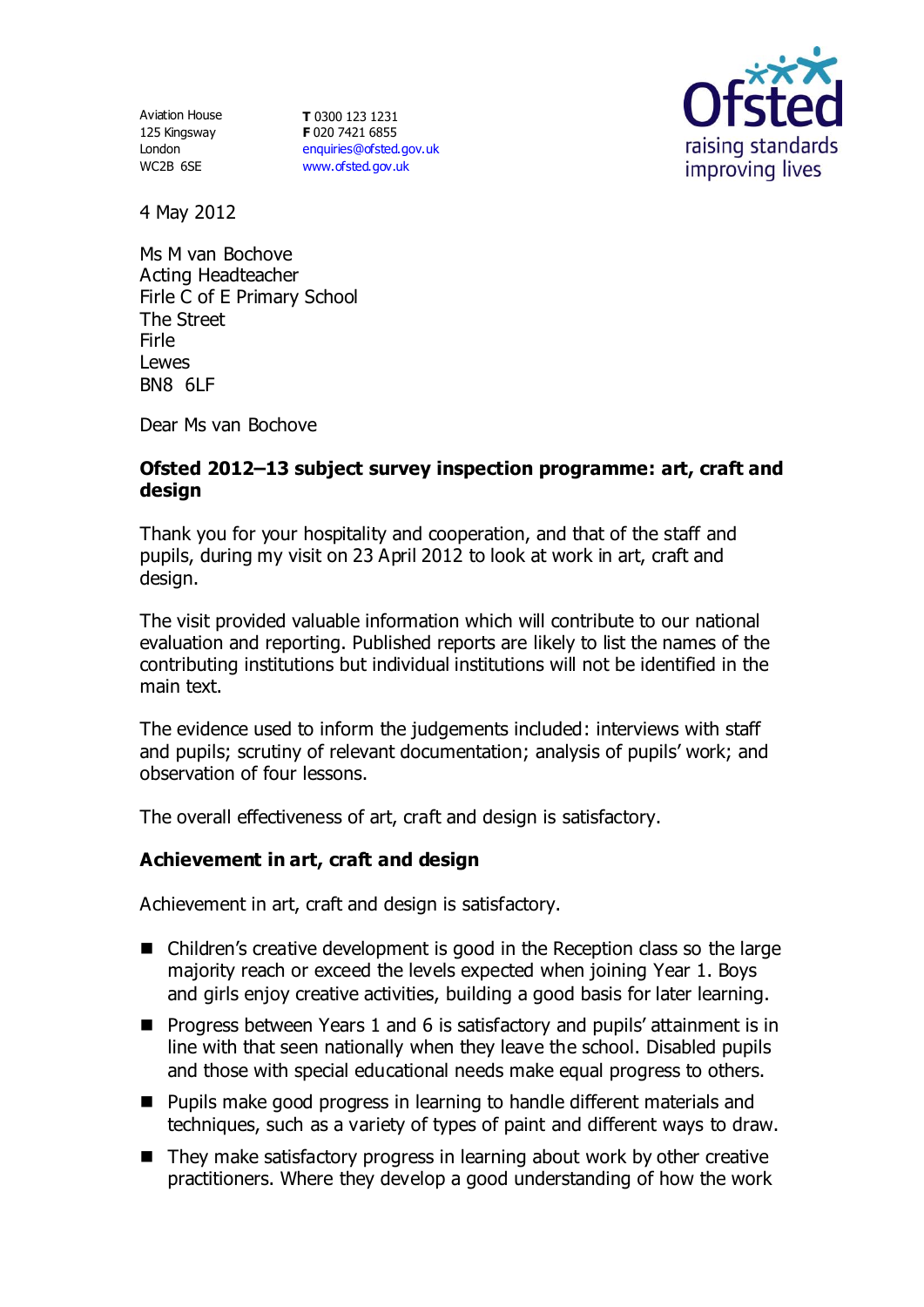Aviation House
125 Kingsway
London
WC2B 6SE

**T** 0300 123 1231
**F** 020 7421 6855
enquiries@ofsted.gov.uk
www.ofsted.gov.uk

4 May 2012

Ms M van Bochove
Acting Headteacher
Firle C of E Primary School
The Street
Firle
Lewes
BN8 6LF

Dear Ms van Bochove

**Ofsted 2012–13 subject survey inspection programme: art, craft and design**

Thank you for your hospitality and cooperation, and that of the staff and pupils, during my visit on 23 April 2012 to look at work in art, craft and design.

The visit provided valuable information which will contribute to our national evaluation and reporting. Published reports are likely to list the names of the contributing institutions but individual institutions will not be identified in the main text.

The evidence used to inform the judgements included: interviews with staff and pupils; scrutiny of relevant documentation; analysis of pupils' work; and observation of four lessons.

The overall effectiveness of art, craft and design is satisfactory.

## Achievement in art, craft and design

Achievement in art, craft and design is satisfactory.

- Children's creative development is good in the Reception class so the large majority reach or exceed the levels expected when joining Year 1. Boys and girls enjoy creative activities, building a good basis for later learning.
- Progress between Years 1 and 6 is satisfactory and pupils' attainment is in line with that seen nationally when they leave the school. Disabled pupils and those with special educational needs make equal progress to others.
- Pupils make good progress in learning to handle different materials and techniques, such as a variety of types of paint and different ways to draw.
- They make satisfactory progress in learning about work by other creative practitioners. Where they develop a good understanding of how the work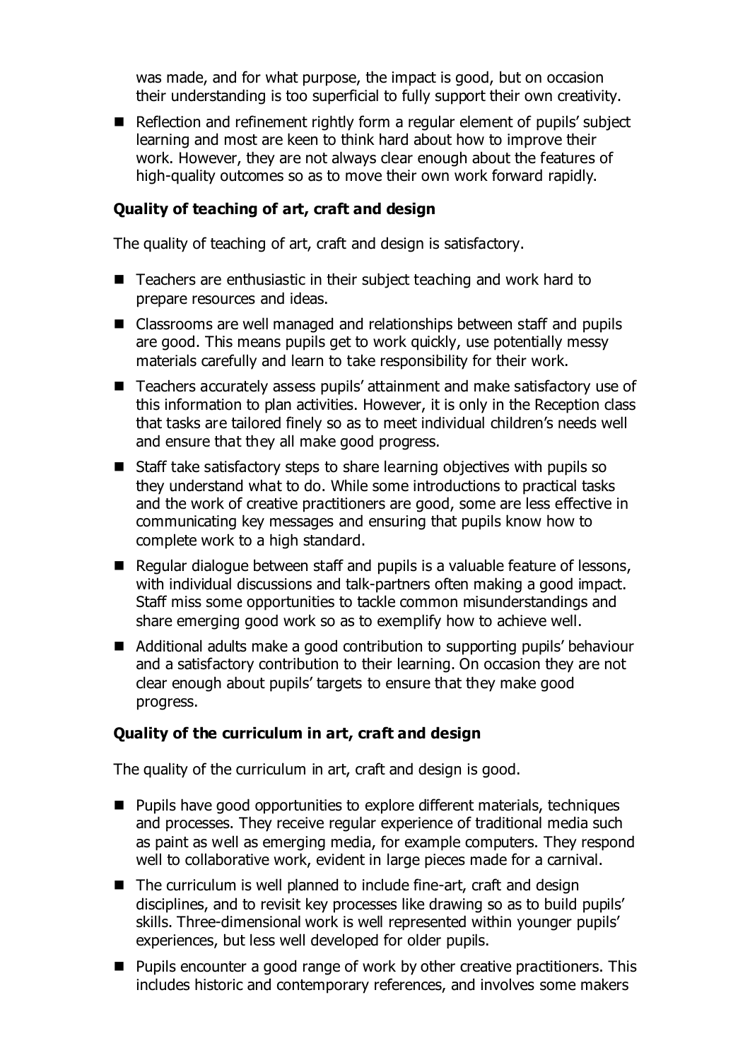was made, and for what purpose, the impact is good, but on occasion their understanding is too superficial to fully support their own creativity.

- Reflection and refinement rightly form a regular element of pupils' subject learning and most are keen to think hard about how to improve their work. However, they are not always clear enough about the features of high-quality outcomes so as to move their own work forward rapidly.

**Quality of teaching of art, craft and design**

The quality of teaching of art, craft and design is satisfactory.

- Teachers are enthusiastic in their subject teaching and work hard to prepare resources and ideas.
- Classrooms are well managed and relationships between staff and pupils are good. This means pupils get to work quickly, use potentially messy materials carefully and learn to take responsibility for their work.
- Teachers accurately assess pupils' attainment and make satisfactory use of this information to plan activities. However, it is only in the Reception class that tasks are tailored finely so as to meet individual children's needs well and ensure that they all make good progress.
- Staff take satisfactory steps to share learning objectives with pupils so they understand what to do. While some introductions to practical tasks and the work of creative practitioners are good, some are less effective in communicating key messages and ensuring that pupils know how to complete work to a high standard.
- Regular dialogue between staff and pupils is a valuable feature of lessons, with individual discussions and talk-partners often making a good impact. Staff miss some opportunities to tackle common misunderstandings and share emerging good work so as to exemplify how to achieve well.
- Additional adults make a good contribution to supporting pupils' behaviour and a satisfactory contribution to their learning. On occasion they are not clear enough about pupils' targets to ensure that they make good progress.

**Quality of the curriculum in art, craft and design**

The quality of the curriculum in art, craft and design is good.

- Pupils have good opportunities to explore different materials, techniques and processes. They receive regular experience of traditional media such as paint as well as emerging media, for example computers. They respond well to collaborative work, evident in large pieces made for a carnival.
- The curriculum is well planned to include fine-art, craft and design disciplines, and to revisit key processes like drawing so as to build pupils' skills. Three-dimensional work is well represented within younger pupils' experiences, but less well developed for older pupils.
- Pupils encounter a good range of work by other creative practitioners. This includes historic and contemporary references, and involves some makers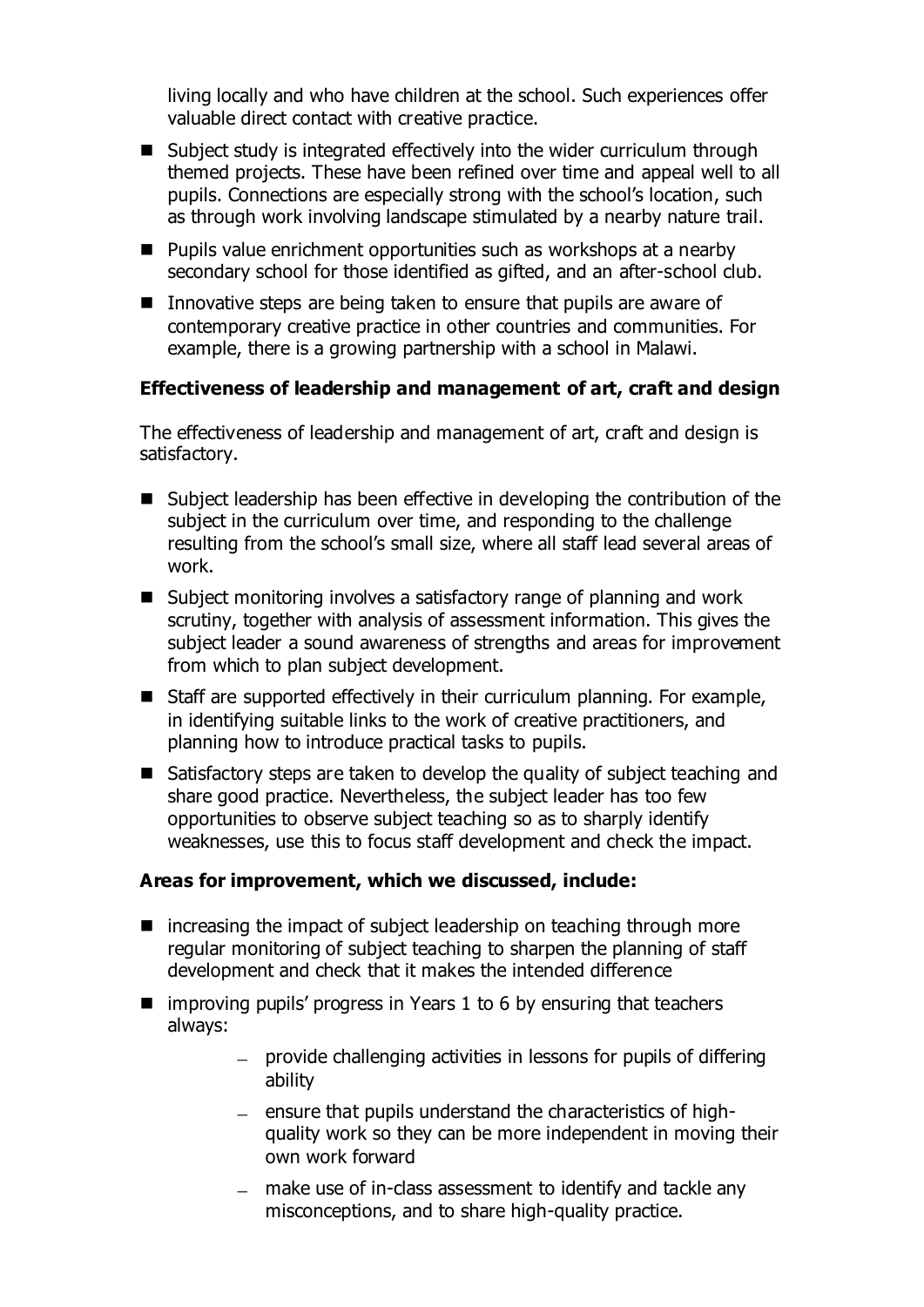living locally and who have children at the school. Such experiences offer valuable direct contact with creative practice.

- Subject study is integrated effectively into the wider curriculum through themed projects. These have been refined over time and appeal well to all pupils. Connections are especially strong with the school's location, such as through work involving landscape stimulated by a nearby nature trail.
- Pupils value enrichment opportunities such as workshops at a nearby secondary school for those identified as gifted, and an after-school club.
- Innovative steps are being taken to ensure that pupils are aware of contemporary creative practice in other countries and communities. For example, there is a growing partnership with a school in Malawi.

**Effectiveness of leadership and management of art, craft and design**

The effectiveness of leadership and management of art, craft and design is satisfactory.

- Subject leadership has been effective in developing the contribution of the subject in the curriculum over time, and responding to the challenge resulting from the school's small size, where all staff lead several areas of work.
- Subject monitoring involves a satisfactory range of planning and work scrutiny, together with analysis of assessment information. This gives the subject leader a sound awareness of strengths and areas for improvement from which to plan subject development.
- Staff are supported effectively in their curriculum planning. For example, in identifying suitable links to the work of creative practitioners, and planning how to introduce practical tasks to pupils.
- Satisfactory steps are taken to develop the quality of subject teaching and share good practice. Nevertheless, the subject leader has too few opportunities to observe subject teaching so as to sharply identify weaknesses, use this to focus staff development and check the impact.

**Areas for improvement, which we discussed, include:**

- increasing the impact of subject leadership on teaching through more regular monitoring of subject teaching to sharpen the planning of staff development and check that it makes the intended difference
- improving pupils' progress in Years 1 to 6 by ensuring that teachers always:
  - provide challenging activities in lessons for pupils of differing ability
  - ensure that pupils understand the characteristics of high-quality work so they can be more independent in moving their own work forward
  - make use of in-class assessment to identify and tackle any misconceptions, and to share high-quality practice.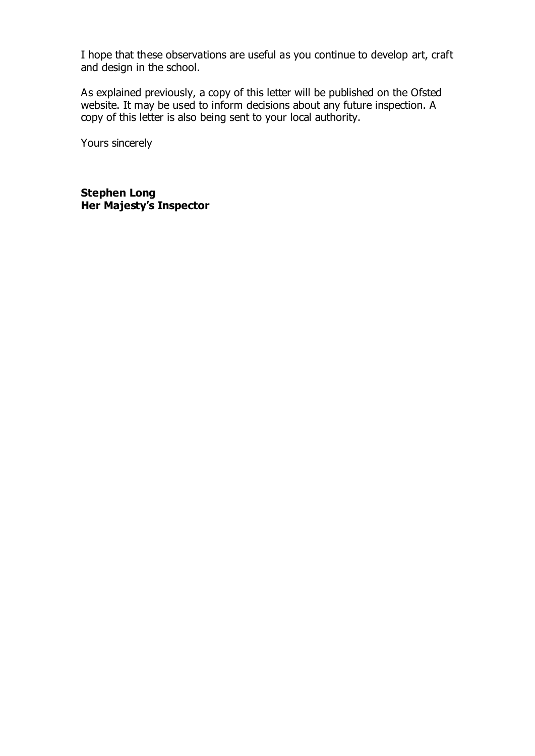I hope that these observations are useful as you continue to develop art, craft and design in the school.

As explained previously, a copy of this letter will be published on the Ofsted website. It may be used to inform decisions about any future inspection. A copy of this letter is also being sent to your local authority.

Yours sincerely

**Stephen Long**
**Her Majesty's Inspector**